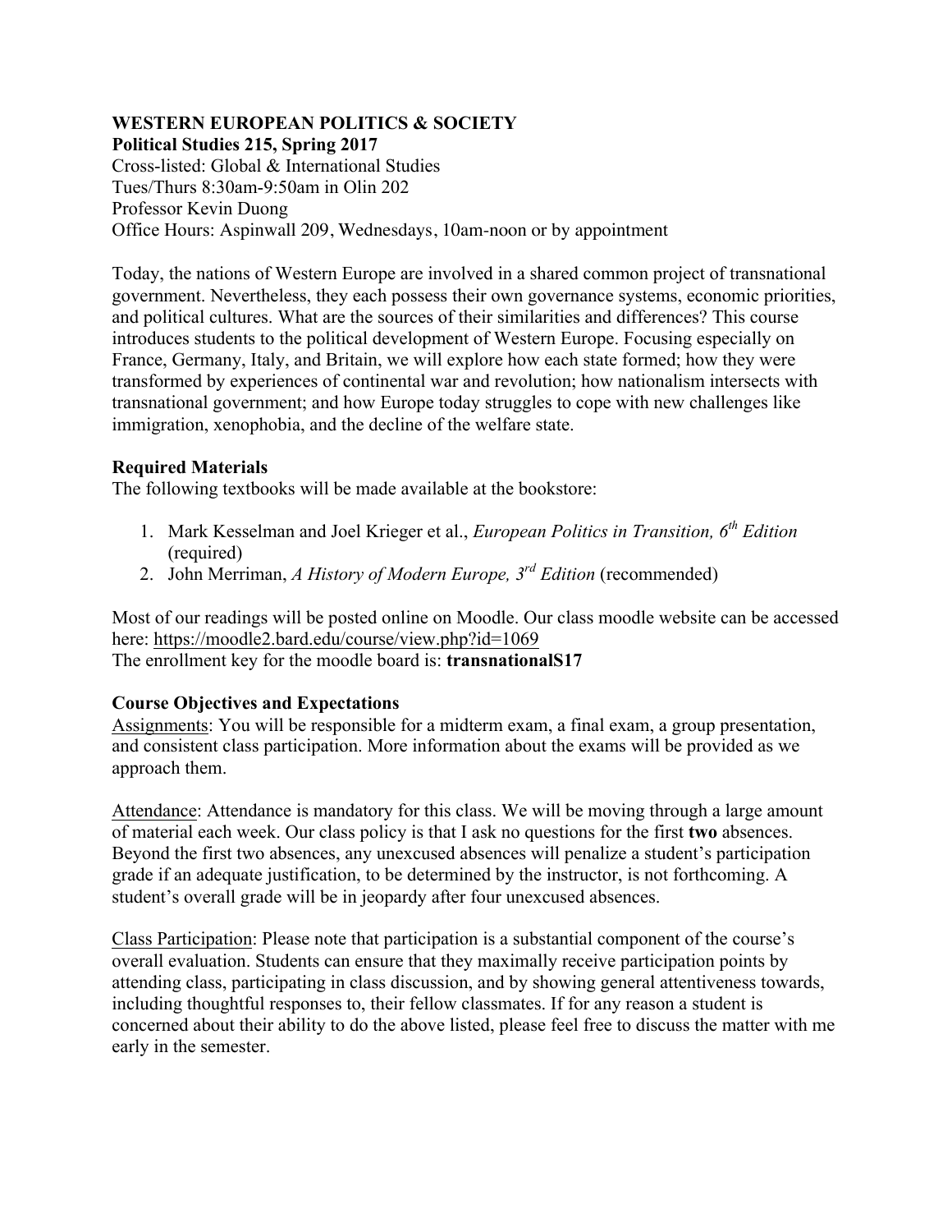**WESTERN EUROPEAN POLITICS & SOCIETY**
**Political Studies 215, Spring 2017**
Cross-listed: Global & International Studies
Tues/Thurs 8:30am-9:50am in Olin 202
Professor Kevin Duong
Office Hours: Aspinwall 209, Wednesdays, 10am-noon or by appointment

Today, the nations of Western Europe are involved in a shared common project of transnational government. Nevertheless, they each possess their own governance systems, economic priorities, and political cultures. What are the sources of their similarities and differences? This course introduces students to the political development of Western Europe. Focusing especially on France, Germany, Italy, and Britain, we will explore how each state formed; how they were transformed by experiences of continental war and revolution; how nationalism intersects with transnational government; and how Europe today struggles to cope with new challenges like immigration, xenophobia, and the decline of the welfare state.

## Required Materials

The following textbooks will be made available at the bookstore:

1. Mark Kesselman and Joel Krieger et al., *European Politics in Transition, 6th Edition* (required)
2. John Merriman, *A History of Modern Europe, 3rd Edition* (recommended)

Most of our readings will be posted online on Moodle. Our class moodle website can be accessed here: https://moodle2.bard.edu/course/view.php?id=1069
The enrollment key for the moodle board is: **transnationalS17**

## Course Objectives and Expectations

Assignments: You will be responsible for a midterm exam, a final exam, a group presentation, and consistent class participation. More information about the exams will be provided as we approach them.

Attendance: Attendance is mandatory for this class. We will be moving through a large amount of material each week. Our class policy is that I ask no questions for the first **two** absences. Beyond the first two absences, any unexcused absences will penalize a student's participation grade if an adequate justification, to be determined by the instructor, is not forthcoming. A student's overall grade will be in jeopardy after four unexcused absences.

Class Participation: Please note that participation is a substantial component of the course's overall evaluation. Students can ensure that they maximally receive participation points by attending class, participating in class discussion, and by showing general attentiveness towards, including thoughtful responses to, their fellow classmates. If for any reason a student is concerned about their ability to do the above listed, please feel free to discuss the matter with me early in the semester.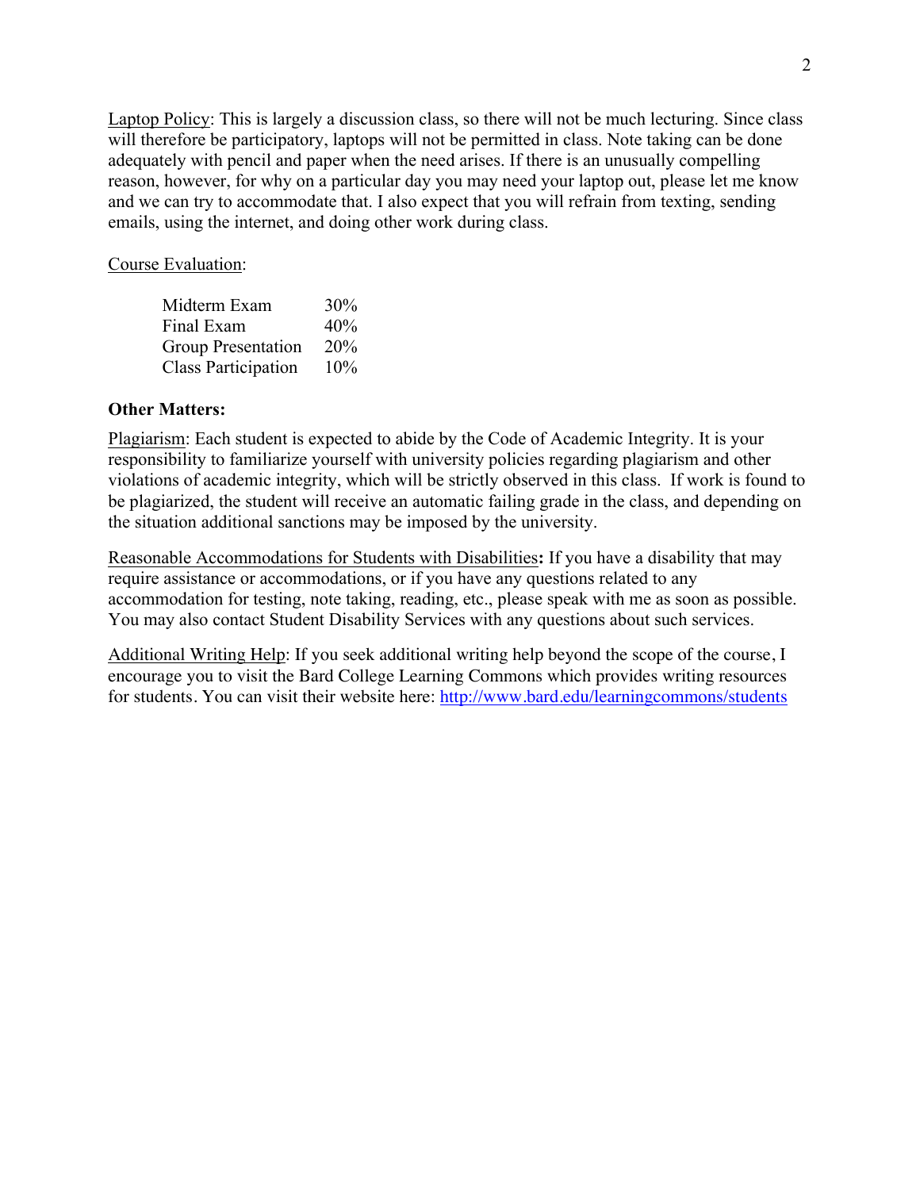Laptop Policy: This is largely a discussion class, so there will not be much lecturing. Since class will therefore be participatory, laptops will not be permitted in class. Note taking can be done adequately with pencil and paper when the need arises. If there is an unusually compelling reason, however, for why on a particular day you may need your laptop out, please let me know and we can try to accommodate that. I also expect that you will refrain from texting, sending emails, using the internet, and doing other work during class.

Course Evaluation:

| | |
|---|---|
| Midterm Exam | 30% |
| Final Exam | 40% |
| Group Presentation | 20% |
| Class Participation | 10% |

**Other Matters:**

Plagiarism: Each student is expected to abide by the Code of Academic Integrity. It is your responsibility to familiarize yourself with university policies regarding plagiarism and other violations of academic integrity, which will be strictly observed in this class. If work is found to be plagiarized, the student will receive an automatic failing grade in the class, and depending on the situation additional sanctions may be imposed by the university.

Reasonable Accommodations for Students with Disabilities**:** If you have a disability that may require assistance or accommodations, or if you have any questions related to any accommodation for testing, note taking, reading, etc., please speak with me as soon as possible. You may also contact Student Disability Services with any questions about such services.

Additional Writing Help: If you seek additional writing help beyond the scope of the course, I encourage you to visit the Bard College Learning Commons which provides writing resources for students. You can visit their website here: http://www.bard.edu/learningcommons/students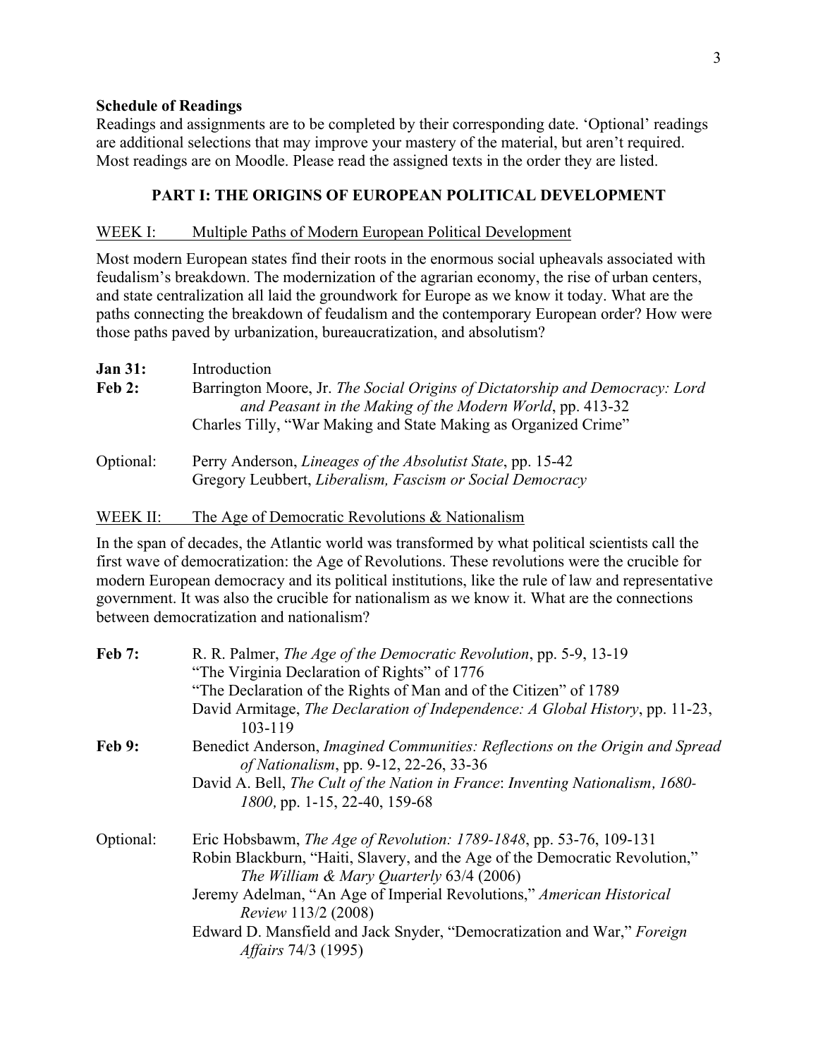**Schedule of Readings**

Readings and assignments are to be completed by their corresponding date. 'Optional' readings are additional selections that may improve your mastery of the material, but aren't required. Most readings are on Moodle. Please read the assigned texts in the order they are listed.

## PART I: THE ORIGINS OF EUROPEAN POLITICAL DEVELOPMENT

### WEEK I: Multiple Paths of Modern European Political Development

Most modern European states find their roots in the enormous social upheavals associated with feudalism's breakdown. The modernization of the agrarian economy, the rise of urban centers, and state centralization all laid the groundwork for Europe as we know it today. What are the paths connecting the breakdown of feudalism and the contemporary European order? How were those paths paved by urbanization, bureaucratization, and absolutism?

**Jan 31:** Introduction

**Feb 2:** Barrington Moore, Jr. *The Social Origins of Dictatorship and Democracy: Lord and Peasant in the Making of the Modern World*, pp. 413-32
Charles Tilly, "War Making and State Making as Organized Crime"

Optional: Perry Anderson, *Lineages of the Absolutist State*, pp. 15-42
Gregory Leubbert, *Liberalism, Fascism or Social Democracy*

### WEEK II: The Age of Democratic Revolutions & Nationalism

In the span of decades, the Atlantic world was transformed by what political scientists call the first wave of democratization: the Age of Revolutions. These revolutions were the crucible for modern European democracy and its political institutions, like the rule of law and representative government. It was also the crucible for nationalism as we know it. What are the connections between democratization and nationalism?

**Feb 7:** R. R. Palmer, *The Age of the Democratic Revolution*, pp. 5-9, 13-19
"The Virginia Declaration of Rights" of 1776
"The Declaration of the Rights of Man and of the Citizen" of 1789
David Armitage, *The Declaration of Independence: A Global History*, pp. 11-23, 103-119

**Feb 9:** Benedict Anderson, *Imagined Communities: Reflections on the Origin and Spread of Nationalism*, pp. 9-12, 22-26, 33-36
David A. Bell, *The Cult of the Nation in France*: *Inventing Nationalism, 1680-1800,* pp. 1-15, 22-40, 159-68

Optional: Eric Hobsbawm, *The Age of Revolution: 1789-1848*, pp. 53-76, 109-131
Robin Blackburn, "Haiti, Slavery, and the Age of the Democratic Revolution," *The William & Mary Quarterly* 63/4 (2006)
Jeremy Adelman, "An Age of Imperial Revolutions," *American Historical Review* 113/2 (2008)
Edward D. Mansfield and Jack Snyder, "Democratization and War," *Foreign Affairs* 74/3 (1995)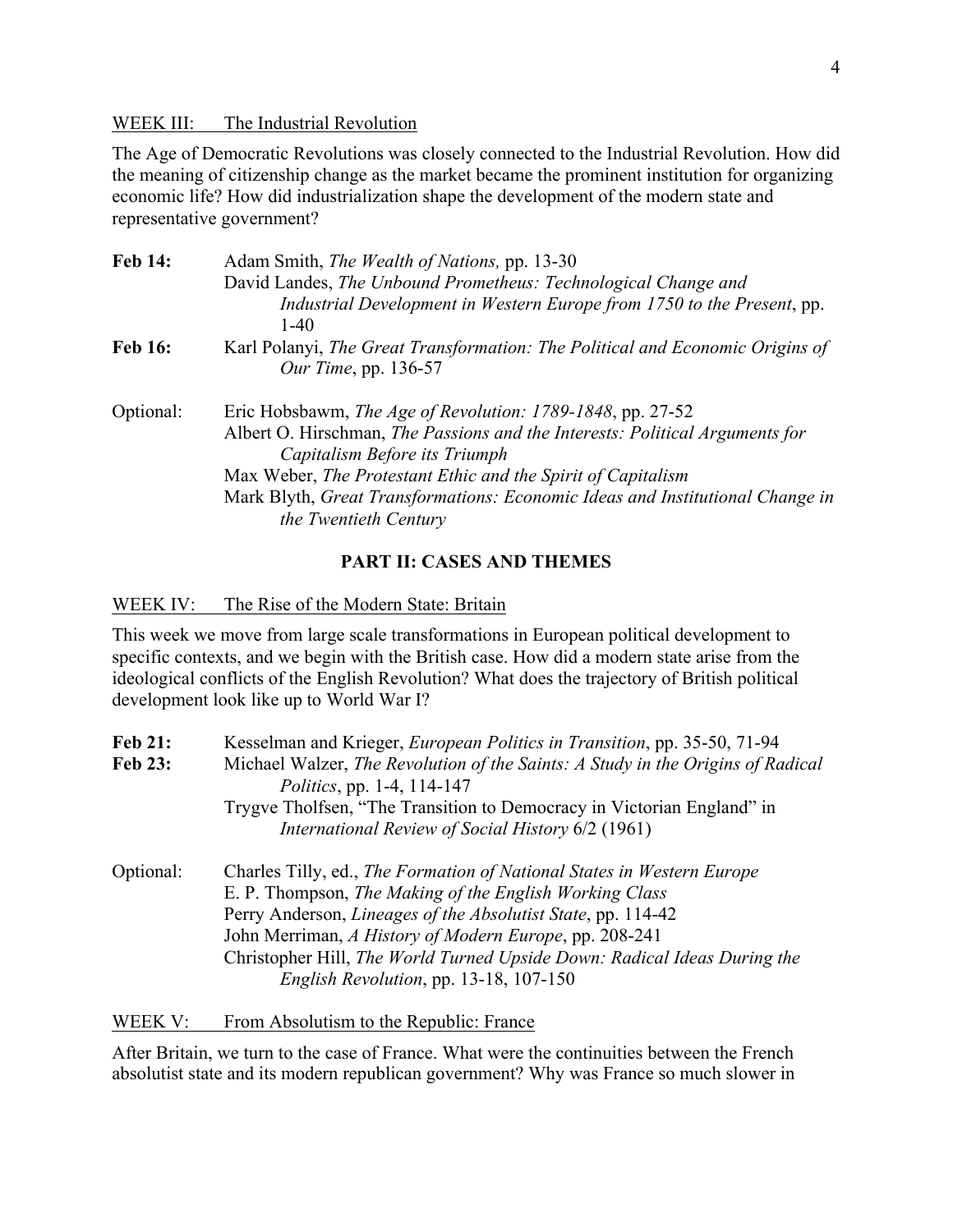WEEK III: The Industrial Revolution

The Age of Democratic Revolutions was closely connected to the Industrial Revolution. How did the meaning of citizenship change as the market became the prominent institution for organizing economic life? How did industrialization shape the development of the modern state and representative government?

**Feb 14:** Adam Smith, *The Wealth of Nations,* pp. 13-30
David Landes, *The Unbound Prometheus: Technological Change and Industrial Development in Western Europe from 1750 to the Present*, pp. 1-40

**Feb 16:** Karl Polanyi, *The Great Transformation: The Political and Economic Origins of Our Time*, pp. 136-57

Optional: Eric Hobsbawm, *The Age of Revolution: 1789-1848*, pp. 27-52
Albert O. Hirschman, *The Passions and the Interests: Political Arguments for Capitalism Before its Triumph*
Max Weber, *The Protestant Ethic and the Spirit of Capitalism*
Mark Blyth, *Great Transformations: Economic Ideas and Institutional Change in the Twentieth Century*

## PART II: CASES AND THEMES

WEEK IV: The Rise of the Modern State: Britain

This week we move from large scale transformations in European political development to specific contexts, and we begin with the British case. How did a modern state arise from the ideological conflicts of the English Revolution? What does the trajectory of British political development look like up to World War I?

**Feb 21:** Kesselman and Krieger, *European Politics in Transition*, pp. 35-50, 71-94

**Feb 23:** Michael Walzer, *The Revolution of the Saints: A Study in the Origins of Radical Politics*, pp. 1-4, 114-147
Trygve Tholfsen, "The Transition to Democracy in Victorian England" in *International Review of Social History* 6/2 (1961)

Optional: Charles Tilly, ed., *The Formation of National States in Western Europe*
E. P. Thompson, *The Making of the English Working Class*
Perry Anderson, *Lineages of the Absolutist State*, pp. 114-42
John Merriman, *A History of Modern Europe*, pp. 208-241
Christopher Hill, *The World Turned Upside Down: Radical Ideas During the English Revolution*, pp. 13-18, 107-150

WEEK V: From Absolutism to the Republic: France

After Britain, we turn to the case of France. What were the continuities between the French absolutist state and its modern republican government? Why was France so much slower in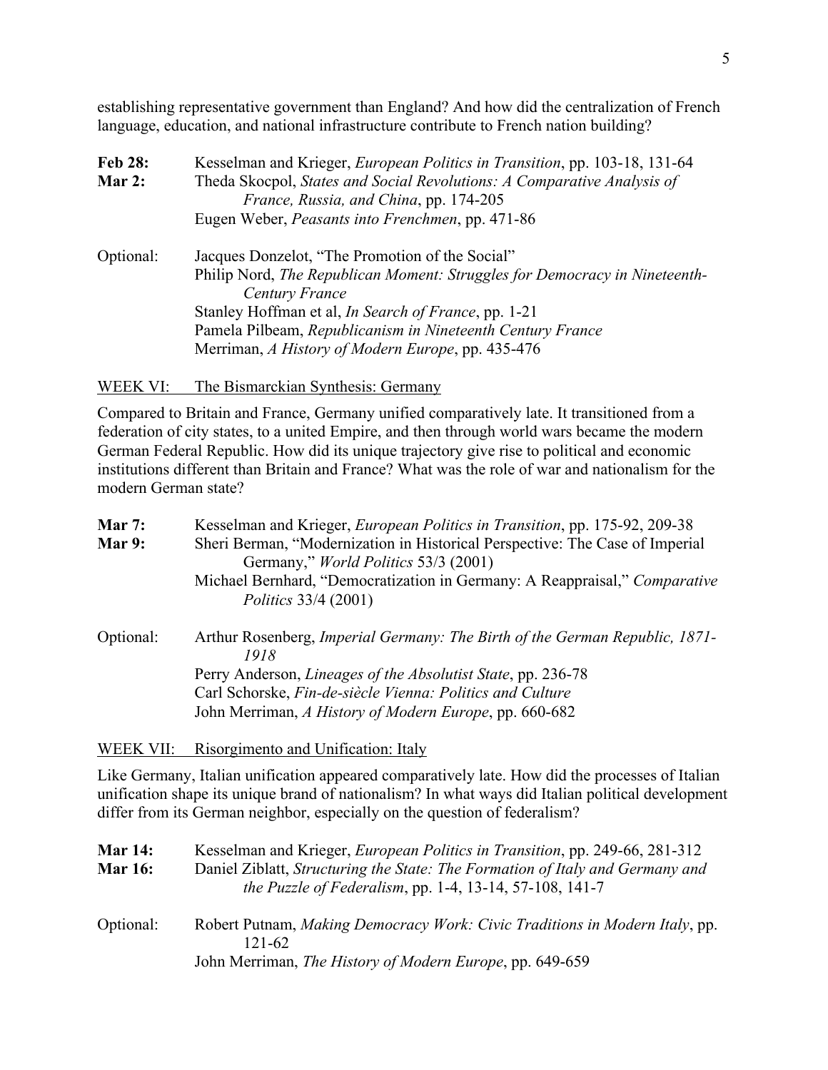establishing representative government than England? And how did the centralization of French language, education, and national infrastructure contribute to French nation building?

**Feb 28:** Kesselman and Krieger, *European Politics in Transition*, pp. 103-18, 131-64

**Mar 2:** Theda Skocpol, *States and Social Revolutions: A Comparative Analysis of France, Russia, and China*, pp. 174-205
Eugen Weber, *Peasants into Frenchmen*, pp. 471-86

Optional: Jacques Donzelot, "The Promotion of the Social"
Philip Nord, *The Republican Moment: Struggles for Democracy in Nineteenth-Century France*
Stanley Hoffman et al, *In Search of France*, pp. 1-21
Pamela Pilbeam, *Republicanism in Nineteenth Century France*
Merriman, *A History of Modern Europe*, pp. 435-476

## WEEK VI: The Bismarckian Synthesis: Germany

Compared to Britain and France, Germany unified comparatively late. It transitioned from a federation of city states, to a united Empire, and then through world wars became the modern German Federal Republic. How did its unique trajectory give rise to political and economic institutions different than Britain and France? What was the role of war and nationalism for the modern German state?

**Mar 7:** Kesselman and Krieger, *European Politics in Transition*, pp. 175-92, 209-38

**Mar 9:** Sheri Berman, "Modernization in Historical Perspective: The Case of Imperial Germany," *World Politics* 53/3 (2001)
Michael Bernhard, "Democratization in Germany: A Reappraisal," *Comparative Politics* 33/4 (2001)

Optional: Arthur Rosenberg, *Imperial Germany: The Birth of the German Republic, 1871-1918*
Perry Anderson, *Lineages of the Absolutist State*, pp. 236-78
Carl Schorske, *Fin-de-siècle Vienna: Politics and Culture*
John Merriman, *A History of Modern Europe*, pp. 660-682

## WEEK VII: Risorgimento and Unification: Italy

Like Germany, Italian unification appeared comparatively late. How did the processes of Italian unification shape its unique brand of nationalism? In what ways did Italian political development differ from its German neighbor, especially on the question of federalism?

**Mar 14:** Kesselman and Krieger, *European Politics in Transition*, pp. 249-66, 281-312

**Mar 16:** Daniel Ziblatt, *Structuring the State: The Formation of Italy and Germany and the Puzzle of Federalism*, pp. 1-4, 13-14, 57-108, 141-7

Optional: Robert Putnam, *Making Democracy Work: Civic Traditions in Modern Italy*, pp. 121-62
John Merriman, *The History of Modern Europe*, pp. 649-659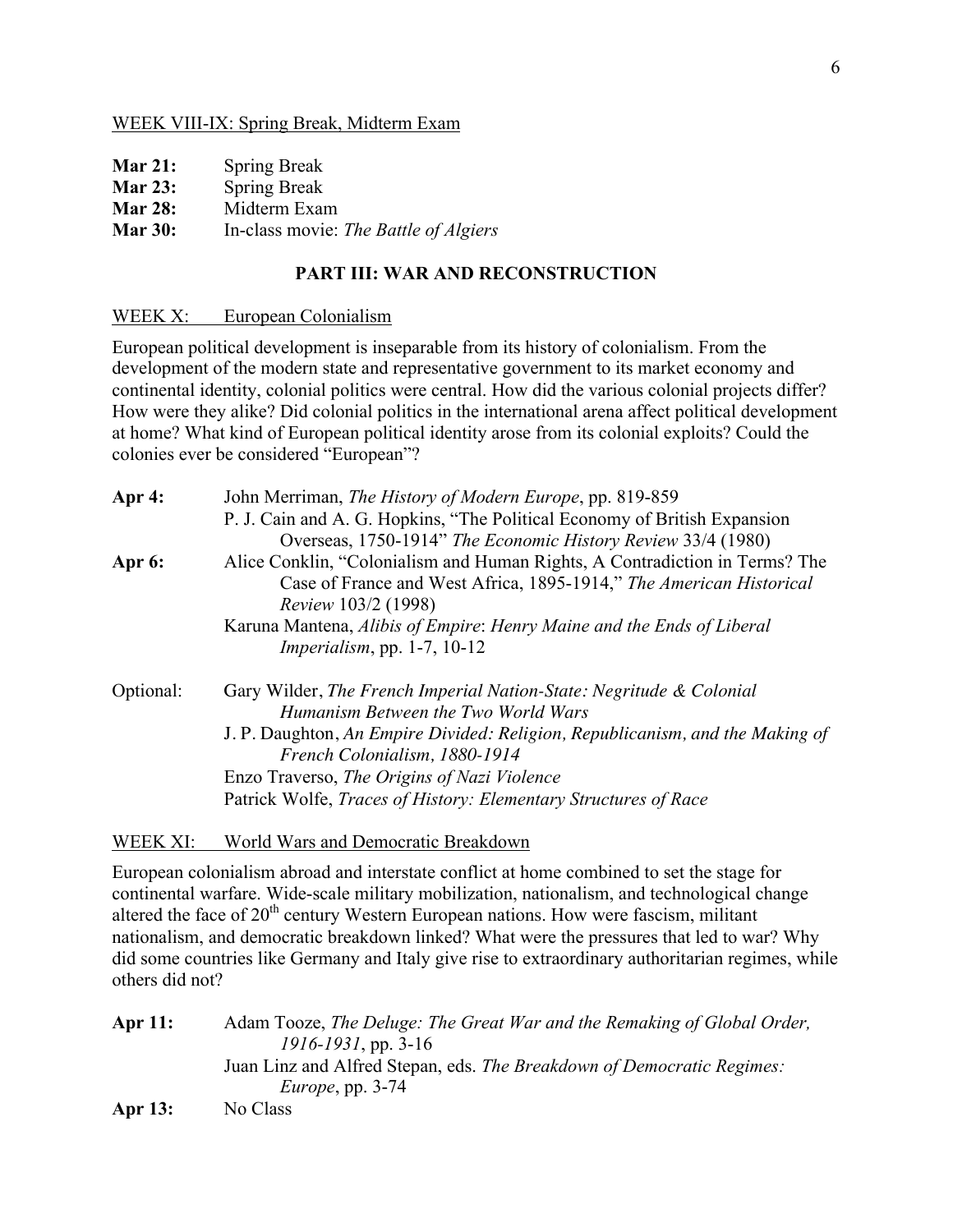WEEK VIII-IX: Spring Break, Midterm Exam

**Mar 21:** Spring Break
**Mar 23:** Spring Break
**Mar 28:** Midterm Exam
**Mar 30:** In-class movie: *The Battle of Algiers*

## PART III: WAR AND RECONSTRUCTION

WEEK X: European Colonialism

European political development is inseparable from its history of colonialism. From the development of the modern state and representative government to its market economy and continental identity, colonial politics were central. How did the various colonial projects differ? How were they alike? Did colonial politics in the international arena affect political development at home? What kind of European political identity arose from its colonial exploits? Could the colonies ever be considered "European"?

**Apr 4:** John Merriman, *The History of Modern Europe*, pp. 819-859
P. J. Cain and A. G. Hopkins, "The Political Economy of British Expansion Overseas, 1750-1914" *The Economic History Review* 33/4 (1980)

**Apr 6:** Alice Conklin, "Colonialism and Human Rights, A Contradiction in Terms? The Case of France and West Africa, 1895-1914," *The American Historical Review* 103/2 (1998)
Karuna Mantena, *Alibis of Empire*: *Henry Maine and the Ends of Liberal Imperialism*, pp. 1-7, 10-12

Optional: Gary Wilder, *The French Imperial Nation-State: Negritude & Colonial Humanism Between the Two World Wars*
J. P. Daughton, *An Empire Divided: Religion, Republicanism, and the Making of French Colonialism, 1880-1914*
Enzo Traverso, *The Origins of Nazi Violence*
Patrick Wolfe, *Traces of History: Elementary Structures of Race*

WEEK XI: World Wars and Democratic Breakdown

European colonialism abroad and interstate conflict at home combined to set the stage for continental warfare. Wide-scale military mobilization, nationalism, and technological change altered the face of 20th century Western European nations. How were fascism, militant nationalism, and democratic breakdown linked? What were the pressures that led to war? Why did some countries like Germany and Italy give rise to extraordinary authoritarian regimes, while others did not?

**Apr 11:** Adam Tooze, *The Deluge: The Great War and the Remaking of Global Order, 1916-1931*, pp. 3-16
Juan Linz and Alfred Stepan, eds. *The Breakdown of Democratic Regimes: Europe*, pp. 3-74

**Apr 13:** No Class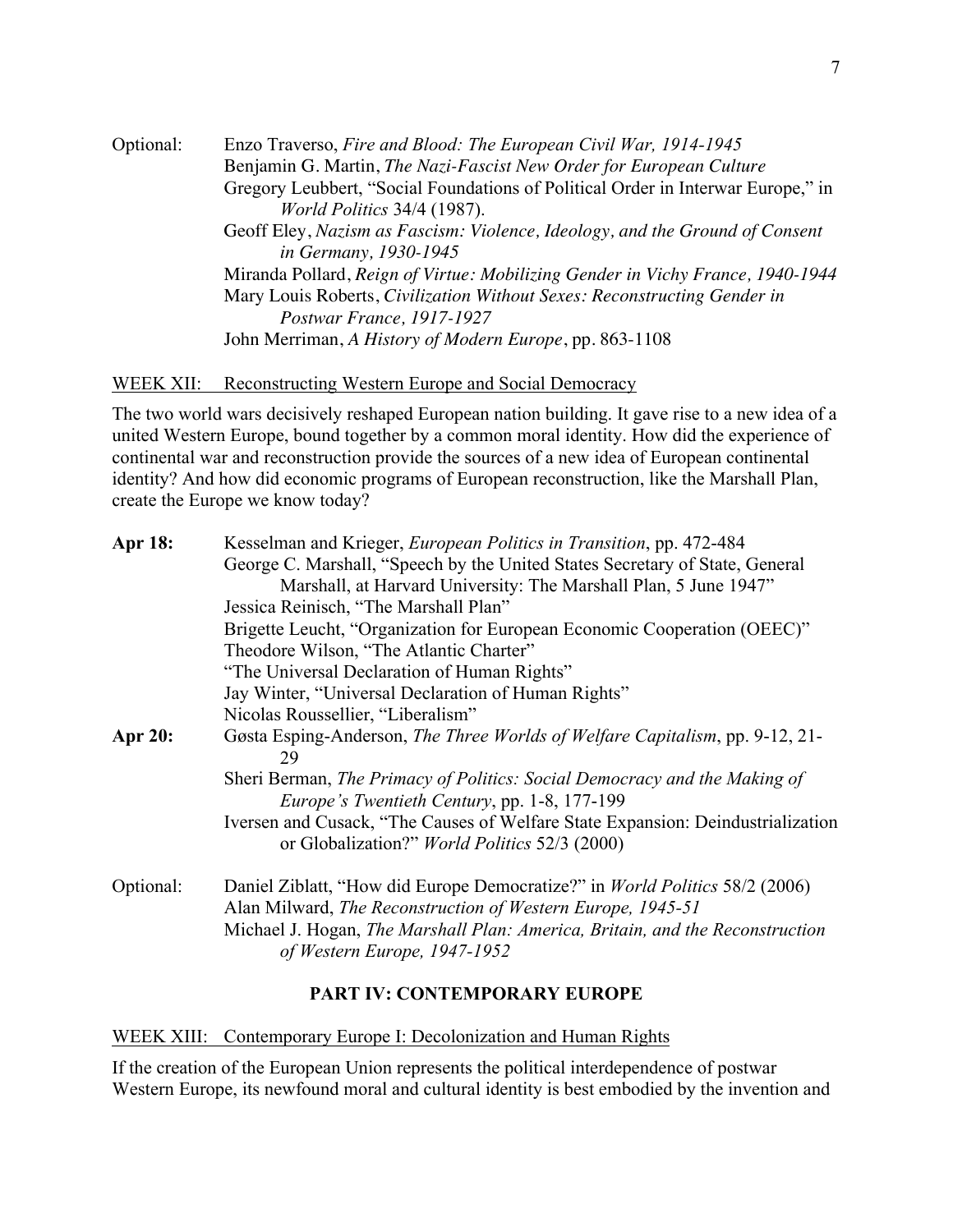Optional: Enzo Traverso, *Fire and Blood: The European Civil War, 1914-1945*
Benjamin G. Martin, *The Nazi-Fascist New Order for European Culture*
Gregory Leubbert, "Social Foundations of Political Order in Interwar Europe," in *World Politics* 34/4 (1987).
Geoff Eley, *Nazism as Fascism: Violence, Ideology, and the Ground of Consent in Germany, 1930-1945*
Miranda Pollard, *Reign of Virtue: Mobilizing Gender in Vichy France, 1940-1944*
Mary Louis Roberts, *Civilization Without Sexes: Reconstructing Gender in Postwar France, 1917-1927*
John Merriman, *A History of Modern Europe*, pp. 863-1108

WEEK XII: Reconstructing Western Europe and Social Democracy

The two world wars decisively reshaped European nation building. It gave rise to a new idea of a united Western Europe, bound together by a common moral identity. How did the experience of continental war and reconstruction provide the sources of a new idea of European continental identity? And how did economic programs of European reconstruction, like the Marshall Plan, create the Europe we know today?

**Apr 18:** Kesselman and Krieger, *European Politics in Transition*, pp. 472-484
George C. Marshall, "Speech by the United States Secretary of State, General Marshall, at Harvard University: The Marshall Plan, 5 June 1947"
Jessica Reinisch, "The Marshall Plan"
Brigette Leucht, "Organization for European Economic Cooperation (OEEC)"
Theodore Wilson, "The Atlantic Charter"
"The Universal Declaration of Human Rights"
Jay Winter, "Universal Declaration of Human Rights"
Nicolas Roussellier, "Liberalism"

**Apr 20:** Gøsta Esping-Anderson, *The Three Worlds of Welfare Capitalism*, pp. 9-12, 21-29
Sheri Berman, *The Primacy of Politics: Social Democracy and the Making of Europe's Twentieth Century*, pp. 1-8, 177-199
Iversen and Cusack, "The Causes of Welfare State Expansion: Deindustrialization or Globalization?" *World Politics* 52/3 (2000)

Optional: Daniel Ziblatt, "How did Europe Democratize?" in *World Politics* 58/2 (2006)
Alan Milward, *The Reconstruction of Western Europe, 1945-51*
Michael J. Hogan, *The Marshall Plan: America, Britain, and the Reconstruction of Western Europe, 1947-1952*

## PART IV: CONTEMPORARY EUROPE

WEEK XIII: Contemporary Europe I: Decolonization and Human Rights

If the creation of the European Union represents the political interdependence of postwar Western Europe, its newfound moral and cultural identity is best embodied by the invention and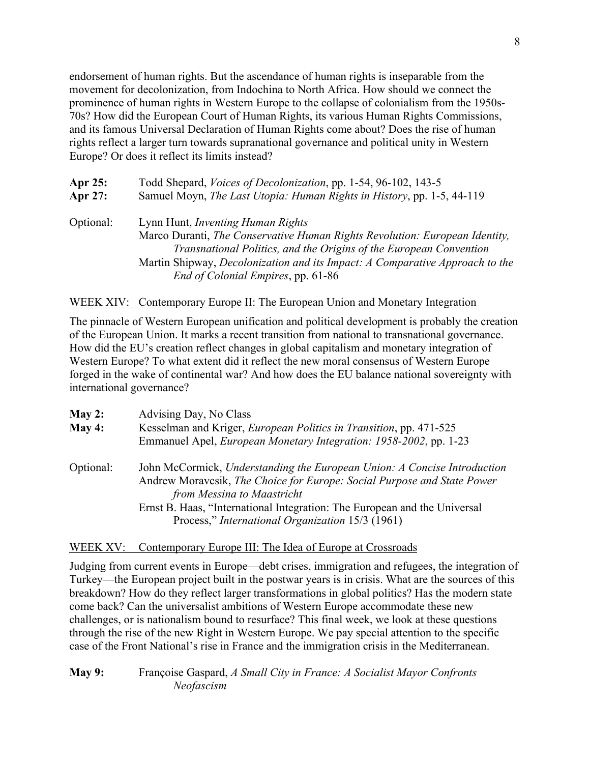endorsement of human rights. But the ascendance of human rights is inseparable from the movement for decolonization, from Indochina to North Africa. How should we connect the prominence of human rights in Western Europe to the collapse of colonialism from the 1950s-70s? How did the European Court of Human Rights, its various Human Rights Commissions, and its famous Universal Declaration of Human Rights come about? Does the rise of human rights reflect a larger turn towards supranational governance and political unity in Western Europe? Or does it reflect its limits instead?

**Apr 25:** Todd Shepard, *Voices of Decolonization*, pp. 1-54, 96-102, 143-5
**Apr 27:** Samuel Moyn, *The Last Utopia: Human Rights in History*, pp. 1-5, 44-119

Optional: Lynn Hunt, *Inventing Human Rights*
Marco Duranti, *The Conservative Human Rights Revolution: European Identity, Transnational Politics, and the Origins of the European Convention*
Martin Shipway, *Decolonization and its Impact: A Comparative Approach to the End of Colonial Empires*, pp. 61-86

## WEEK XIV: Contemporary Europe II: The European Union and Monetary Integration

The pinnacle of Western European unification and political development is probably the creation of the European Union. It marks a recent transition from national to transnational governance. How did the EU's creation reflect changes in global capitalism and monetary integration of Western Europe? To what extent did it reflect the new moral consensus of Western Europe forged in the wake of continental war? And how does the EU balance national sovereignty with international governance?

**May 2:** Advising Day, No Class
**May 4:** Kesselman and Kriger, *European Politics in Transition*, pp. 471-525
Emmanuel Apel, *European Monetary Integration: 1958-2002*, pp. 1-23

Optional: John McCormick, *Understanding the European Union: A Concise Introduction*
Andrew Moravcsik, *The Choice for Europe: Social Purpose and State Power from Messina to Maastricht*
Ernst B. Haas, "International Integration: The European and the Universal Process," *International Organization* 15/3 (1961)

## WEEK XV: Contemporary Europe III: The Idea of Europe at Crossroads

Judging from current events in Europe—debt crises, immigration and refugees, the integration of Turkey—the European project built in the postwar years is in crisis. What are the sources of this breakdown? How do they reflect larger transformations in global politics? Has the modern state come back? Can the universalist ambitions of Western Europe accommodate these new challenges, or is nationalism bound to resurface? This final week, we look at these questions through the rise of the new Right in Western Europe. We pay special attention to the specific case of the Front National's rise in France and the immigration crisis in the Mediterranean.

**May 9:** Françoise Gaspard, *A Small City in France: A Socialist Mayor Confronts Neofascism*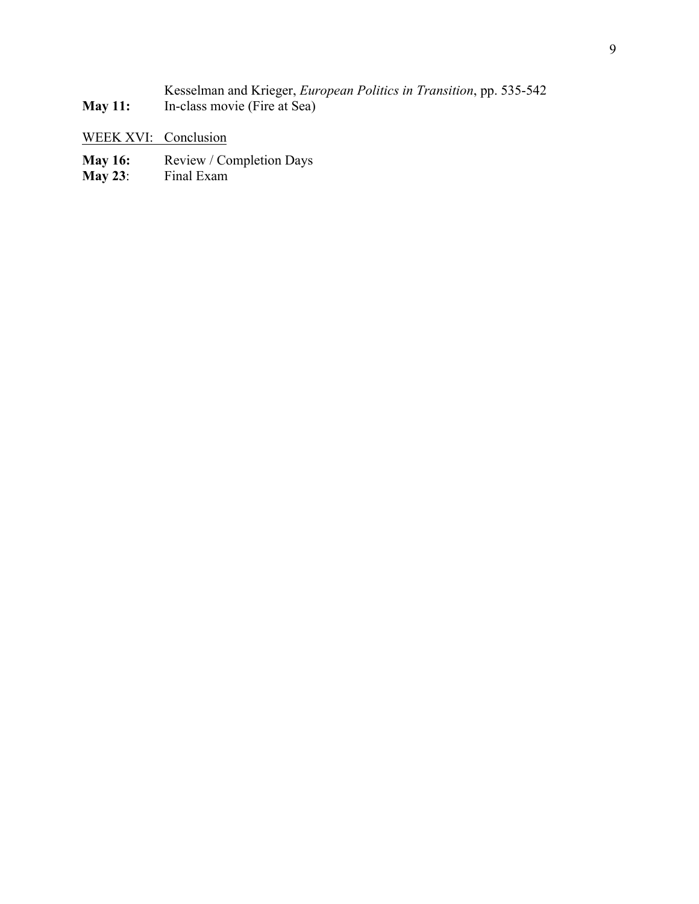Kesselman and Krieger, *European Politics in Transition*, pp. 535-542

**May 11:** In-class movie (Fire at Sea)

<u>WEEK XVI: Conclusion</u>

**May 16:** Review / Completion Days

**May 23**: Final Exam